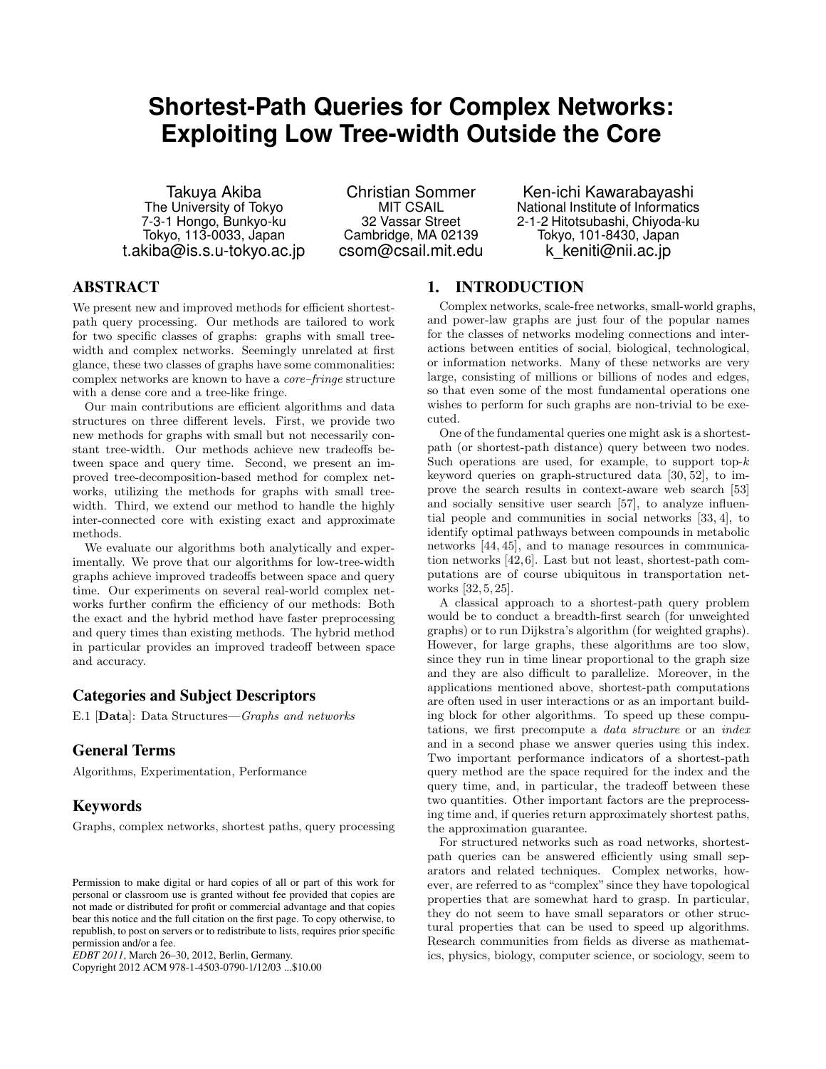# Shortest-Path Queries for Complex Networks: Exploiting Low Tree-width Outside the Core

Takuya Akiba
The University of Tokyo
7-3-1 Hongo, Bunkyo-ku
Tokyo, 113-0033, Japan
t.akiba@is.s.u-tokyo.ac.jp

Christian Sommer
MIT CSAIL
32 Vassar Street
Cambridge, MA 02139
csom@csail.mit.edu

Ken-ichi Kawarabayashi
National Institute of Informatics
2-1-2 Hitotsubashi, Chiyoda-ku
Tokyo, 101-8430, Japan
k_keniti@nii.ac.jp

## ABSTRACT

We present new and improved methods for efficient shortest-path query processing. Our methods are tailored to work for two specific classes of graphs: graphs with small tree-width and complex networks. Seemingly unrelated at first glance, these two classes of graphs have some commonalities: complex networks are known to have a *core–fringe* structure with a dense core and a tree-like fringe.

Our main contributions are efficient algorithms and data structures on three different levels. First, we provide two new methods for graphs with small but not necessarily constant tree-width. Our methods achieve new tradeoffs between space and query time. Second, we present an improved tree-decomposition-based method for complex networks, utilizing the methods for graphs with small tree-width. Third, we extend our method to handle the highly inter-connected core with existing exact and approximate methods.

We evaluate our algorithms both analytically and experimentally. We prove that our algorithms for low-tree-width graphs achieve improved tradeoffs between space and query time. Our experiments on several real-world complex networks further confirm the efficiency of our methods: Both the exact and the hybrid method have faster preprocessing and query times than existing methods. The hybrid method in particular provides an improved tradeoff between space and accuracy.

### Categories and Subject Descriptors

E.1 [**Data**]: Data Structures—*Graphs and networks*

### General Terms

Algorithms, Experimentation, Performance

### Keywords

Graphs, complex networks, shortest paths, query processing

Permission to make digital or hard copies of all or part of this work for personal or classroom use is granted without fee provided that copies are not made or distributed for profit or commercial advantage and that copies bear this notice and the full citation on the first page. To copy otherwise, to republish, to post on servers or to redistribute to lists, requires prior specific permission and/or a fee.
*EDBT 2011*, March 26–30, 2012, Berlin, Germany.
Copyright 2012 ACM 978-1-4503-0790-1/12/03 ...$10.00

## 1. INTRODUCTION

Complex networks, scale-free networks, small-world graphs, and power-law graphs are just four of the popular names for the classes of networks modeling connections and interactions between entities of social, biological, technological, or information networks. Many of these networks are very large, consisting of millions or billions of nodes and edges, so that even some of the most fundamental operations one wishes to perform for such graphs are non-trivial to be executed.

One of the fundamental queries one might ask is a shortest-path (or shortest-path distance) query between two nodes. Such operations are used, for example, to support top-$k$ keyword queries on graph-structured data [30, 52], to improve the search results in context-aware web search [53] and socially sensitive user search [57], to analyze influential people and communities in social networks [33, 4], to identify optimal pathways between compounds in metabolic networks [44, 45], and to manage resources in communication networks [42, 6]. Last but not least, shortest-path computations are of course ubiquitous in transportation networks [32, 5, 25].

A classical approach to a shortest-path query problem would be to conduct a breadth-first search (for unweighted graphs) or to run Dijkstra's algorithm (for weighted graphs). However, for large graphs, these algorithms are too slow, since they run in time linear proportional to the graph size and they are also difficult to parallelize. Moreover, in the applications mentioned above, shortest-path computations are often used in user interactions or as an important building block for other algorithms. To speed up these computations, we first precompute a *data structure* or an *index* and in a second phase we answer queries using this index. Two important performance indicators of a shortest-path query method are the space required for the index and the query time, and, in particular, the tradeoff between these two quantities. Other important factors are the preprocessing time and, if queries return approximately shortest paths, the approximation guarantee.

For structured networks such as road networks, shortest-path queries can be answered efficiently using small separators and related techniques. Complex networks, however, are referred to as "complex" since they have topological properties that are somewhat hard to grasp. In particular, they do not seem to have small separators or other structural properties that can be used to speed up algorithms. Research communities from fields as diverse as mathematics, physics, biology, computer science, or sociology, seem to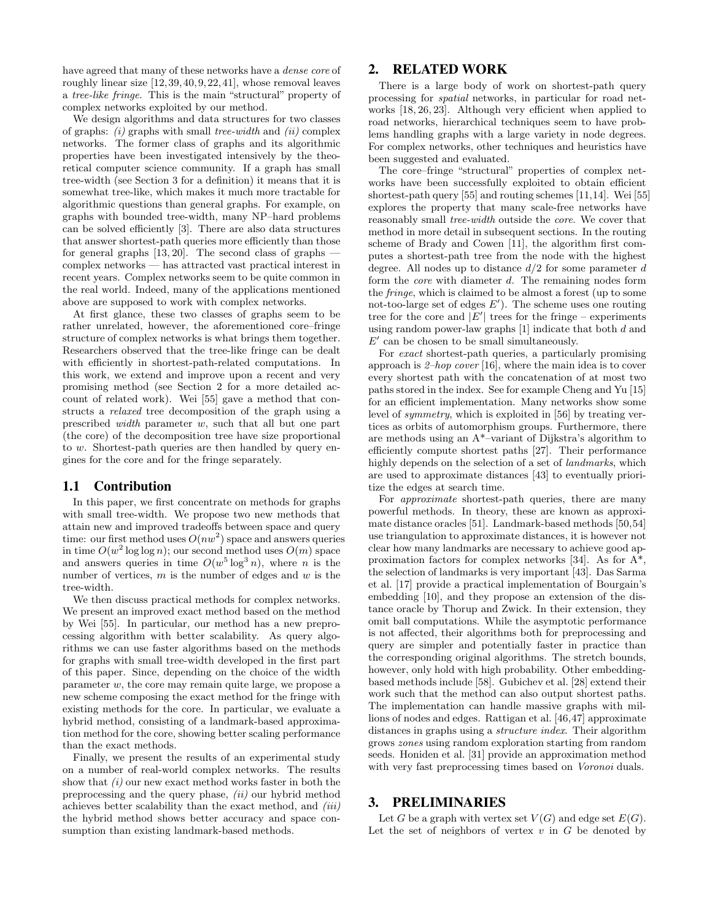have agreed that many of these networks have a *dense core* of roughly linear size [12, 39, 40, 9, 22, 41], whose removal leaves a *tree-like fringe*. This is the main "structural" property of complex networks exploited by our method.

We design algorithms and data structures for two classes of graphs: *(i)* graphs with small *tree-width* and *(ii)* complex networks. The former class of graphs and its algorithmic properties have been investigated intensively by the theoretical computer science community. If a graph has small tree-width (see Section 3 for a definition) it means that it is somewhat tree-like, which makes it much more tractable for algorithmic questions than general graphs. For example, on graphs with bounded tree-width, many NP–hard problems can be solved efficiently [3]. There are also data structures that answer shortest-path queries more efficiently than those for general graphs [13, 20]. The second class of graphs — complex networks — has attracted vast practical interest in recent years. Complex networks seem to be quite common in the real world. Indeed, many of the applications mentioned above are supposed to work with complex networks.

At first glance, these two classes of graphs seem to be rather unrelated, however, the aforementioned core–fringe structure of complex networks is what brings them together. Researchers observed that the tree-like fringe can be dealt with efficiently in shortest-path-related computations. In this work, we extend and improve upon a recent and very promising method (see Section 2 for a more detailed account of related work). Wei [55] gave a method that constructs a *relaxed* tree decomposition of the graph using a prescribed *width* parameter $w$, such that all but one part (the core) of the decomposition tree have size proportional to $w$. Shortest-path queries are then handled by query engines for the core and for the fringe separately.

## 1.1 Contribution

In this paper, we first concentrate on methods for graphs with small tree-width. We propose two new methods that attain new and improved tradeoffs between space and query time: our first method uses $O(nw^2)$ space and answers queries in time $O(w^2 \log \log n)$; our second method uses $O(m)$ space and answers queries in time $O(w^5 \log^3 n)$, where $n$ is the number of vertices, $m$ is the number of edges and $w$ is the tree-width.

We then discuss practical methods for complex networks. We present an improved exact method based on the method by Wei [55]. In particular, our method has a new preprocessing algorithm with better scalability. As query algorithms we can use faster algorithms based on the methods for graphs with small tree-width developed in the first part of this paper. Since, depending on the choice of the width parameter $w$, the core may remain quite large, we propose a new scheme composing the exact method for the fringe with existing methods for the core. In particular, we evaluate a hybrid method, consisting of a landmark-based approximation method for the core, showing better scaling performance than the exact methods.

Finally, we present the results of an experimental study on a number of real-world complex networks. The results show that *(i)* our new exact method works faster in both the preprocessing and the query phase, *(ii)* our hybrid method achieves better scalability than the exact method, and *(iii)* the hybrid method shows better accuracy and space consumption than existing landmark-based methods.

# 2. RELATED WORK

There is a large body of work on shortest-path query processing for *spatial* networks, in particular for road networks [18, 26, 23]. Although very efficient when applied to road networks, hierarchical techniques seem to have problems handling graphs with a large variety in node degrees. For complex networks, other techniques and heuristics have been suggested and evaluated.

The core–fringe "structural" properties of complex networks have been successfully exploited to obtain efficient shortest-path query [55] and routing schemes [11, 14]. Wei [55] explores the property that many scale-free networks have reasonably small *tree-width* outside the *core*. We cover that method in more detail in subsequent sections. In the routing scheme of Brady and Cowen [11], the algorithm first computes a shortest-path tree from the node with the highest degree. All nodes up to distance $d/2$ for some parameter $d$ form the *core* with diameter $d$. The remaining nodes form the *fringe*, which is claimed to be almost a forest (up to some not-too-large set of edges $E'$). The scheme uses one routing tree for the core and $|E'|$ trees for the fringe – experiments using random power-law graphs [1] indicate that both $d$ and $E'$ can be chosen to be small simultaneously.

For *exact* shortest-path queries, a particularly promising approach is *2–hop cover* [16], where the main idea is to cover every shortest path with the concatenation of at most two paths stored in the index. See for example Cheng and Yu [15] for an efficient implementation. Many networks show some level of *symmetry*, which is exploited in [56] by treating vertices as orbits of automorphism groups. Furthermore, there are methods using an A*–variant of Dijkstra's algorithm to efficiently compute shortest paths [27]. Their performance highly depends on the selection of a set of *landmarks*, which are used to approximate distances [43] to eventually prioritize the edges at search time.

For *approximate* shortest-path queries, there are many powerful methods. In theory, these are known as approximate distance oracles [51]. Landmark-based methods [50, 54] use triangulation to approximate distances, it is however not clear how many landmarks are necessary to achieve good approximation factors for complex networks [34]. As for A*, the selection of landmarks is very important [43]. Das Sarma et al. [17] provide a practical implementation of Bourgain's embedding [10], and they propose an extension of the distance oracle by Thorup and Zwick. In their extension, they omit ball computations. While the asymptotic performance is not affected, their algorithms both for preprocessing and query are simpler and potentially faster in practice than the corresponding original algorithms. The stretch bounds, however, only hold with high probability. Other embedding-based methods include [58]. Gubichev et al. [28] extend their work such that the method can also output shortest paths. The implementation can handle massive graphs with millions of nodes and edges. Rattigan et al. [46, 47] approximate distances in graphs using a *structure index*. Their algorithm grows *zones* using random exploration starting from random seeds. Honiden et al. [31] provide an approximation method with very fast preprocessing times based on *Voronoi* duals.

# 3. PRELIMINARIES

Let $G$ be a graph with vertex set $V(G)$ and edge set $E(G)$. Let the set of neighbors of vertex $v$ in $G$ be denoted by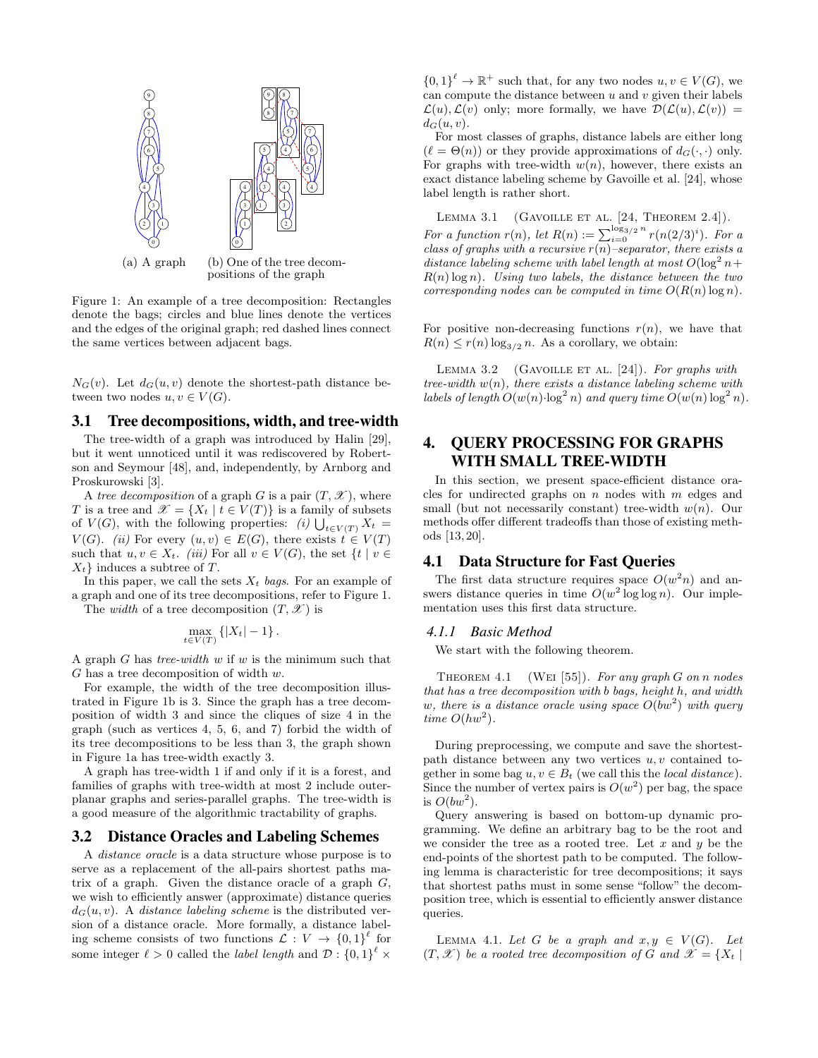(a) A graph (b) One of the tree decompositions of the graph

Figure 1: An example of a tree decomposition: Rectangles denote the bags; circles and blue lines denote the vertices and the edges of the original graph; red dashed lines connect the same vertices between adjacent bags.

$N_G(v)$. Let $d_G(u, v)$ denote the shortest-path distance between two nodes $u, v \in V(G)$.

## 3.1 Tree decompositions, width, and tree-width

The tree-width of a graph was introduced by Halin [29], but it went unnoticed until it was rediscovered by Robertson and Seymour [48], and, independently, by Arnborg and Proskurowski [3].

A *tree decomposition* of a graph $G$ is a pair $(T, \mathscr{X})$, where $T$ is a tree and $\mathscr{X} = \{X_t \mid t \in V(T)\}$ is a family of subsets of $V(G)$, with the following properties: *(i)* $\bigcup_{t \in V(T)} X_t = V(G)$. *(ii)* For every $(u, v) \in E(G)$, there exists $t \in V(T)$ such that $u, v \in X_t$. *(iii)* For all $v \in V(G)$, the set $\{t \mid v \in X_t\}$ induces a subtree of $T$.

In this paper, we call the sets $X_t$ *bags*. For an example of a graph and one of its tree decompositions, refer to Figure 1.

The *width* of a tree decomposition $(T, \mathscr{X})$ is

$$\max_{t \in V(T)} \{|X_t| - 1\}.$$

A graph $G$ has *tree-width* $w$ if $w$ is the minimum such that $G$ has a tree decomposition of width $w$.

For example, the width of the tree decomposition illustrated in Figure 1b is 3. Since the graph has a tree decomposition of width 3 and since the cliques of size 4 in the graph (such as vertices 4, 5, 6, and 7) forbid the width of its tree decompositions to be less than 3, the graph shown in Figure 1a has tree-width exactly 3.

A graph has tree-width 1 if and only if it is a forest, and families of graphs with tree-width at most 2 include outerplanar graphs and series-parallel graphs. The tree-width is a good measure of the algorithmic tractability of graphs.

## 3.2 Distance Oracles and Labeling Schemes

A *distance oracle* is a data structure whose purpose is to serve as a replacement of the all-pairs shortest paths matrix of a graph. Given the distance oracle of a graph $G$, we wish to efficiently answer (approximate) distance queries $d_G(u, v)$. A *distance labeling scheme* is the distributed version of a distance oracle. More formally, a distance labeling scheme consists of two functions $\mathcal{L} : V \to \{0, 1\}^\ell$ for some integer $\ell > 0$ called the *label length* and $\mathcal{D} : \{0, 1\}^\ell \times \{0, 1\}^\ell \to \mathbb{R}^+$ such that, for any two nodes $u, v \in V(G)$, we can compute the distance between $u$ and $v$ given their labels $\mathcal{L}(u), \mathcal{L}(v)$ only; more formally, we have $\mathcal{D}(\mathcal{L}(u), \mathcal{L}(v)) = d_G(u, v)$.

For most classes of graphs, distance labels are either long ($\ell = \Theta(n)$) or they provide approximations of $d_G(\cdot, \cdot)$ only. For graphs with tree-width $w(n)$, however, there exists an exact distance labeling scheme by Gavoille et al. [24], whose label length is rather short.

Lemma 3.1 (Gavoille et al. [24, Theorem 2.4]). *For a function $r(n)$, let $R(n) := \sum_{i=0}^{\log_{3/2} n} r(n(2/3)^i)$. For a class of graphs with a recursive $r(n)$–separator, there exists a distance labeling scheme with label length at most $O(\log^2 n + R(n) \log n)$. Using two labels, the distance between the two corresponding nodes can be computed in time $O(R(n) \log n)$.*

For positive non-decreasing functions $r(n)$, we have that $R(n) \le r(n) \log_{3/2} n$. As a corollary, we obtain:

Lemma 3.2 (Gavoille et al. [24]). *For graphs with tree-width $w(n)$, there exists a distance labeling scheme with labels of length $O(w(n) \cdot \log^2 n)$ and query time $O(w(n) \log^2 n)$.*

# 4. QUERY PROCESSING FOR GRAPHS WITH SMALL TREE-WIDTH

In this section, we present space-efficient distance oracles for undirected graphs on $n$ nodes with $m$ edges and small (but not necessarily constant) tree-width $w(n)$. Our methods offer different tradeoffs than those of existing methods [13, 20].

## 4.1 Data Structure for Fast Queries

The first data structure requires space $O(w^2 n)$ and answers distance queries in time $O(w^2 \log \log n)$. Our implementation uses this first data structure.

### 4.1.1 Basic Method

We start with the following theorem.

Theorem 4.1 (Wei [55]). *For any graph $G$ on $n$ nodes that has a tree decomposition with $b$ bags, height $h$, and width $w$, there is a distance oracle using space $O(bw^2)$ with query time $O(hw^2)$.*

During preprocessing, we compute and save the shortest-path distance between any two vertices $u, v$ contained together in some bag $u, v \in B_t$ (we call this the *local distance*). Since the number of vertex pairs is $O(w^2)$ per bag, the space is $O(bw^2)$.

Query answering is based on bottom-up dynamic programming. We define an arbitrary bag to be the root and we consider the tree as a rooted tree. Let $x$ and $y$ be the end-points of the shortest path to be computed. The following lemma is characteristic for tree decompositions; it says that shortest paths must in some sense "follow" the decomposition tree, which is essential to efficiently answer distance queries.

Lemma 4.1. *Let $G$ be a graph and $x, y \in V(G)$. Let $(T, \mathscr{X})$ be a rooted tree decomposition of $G$ and $\mathscr{X} = \{X_t \mid$*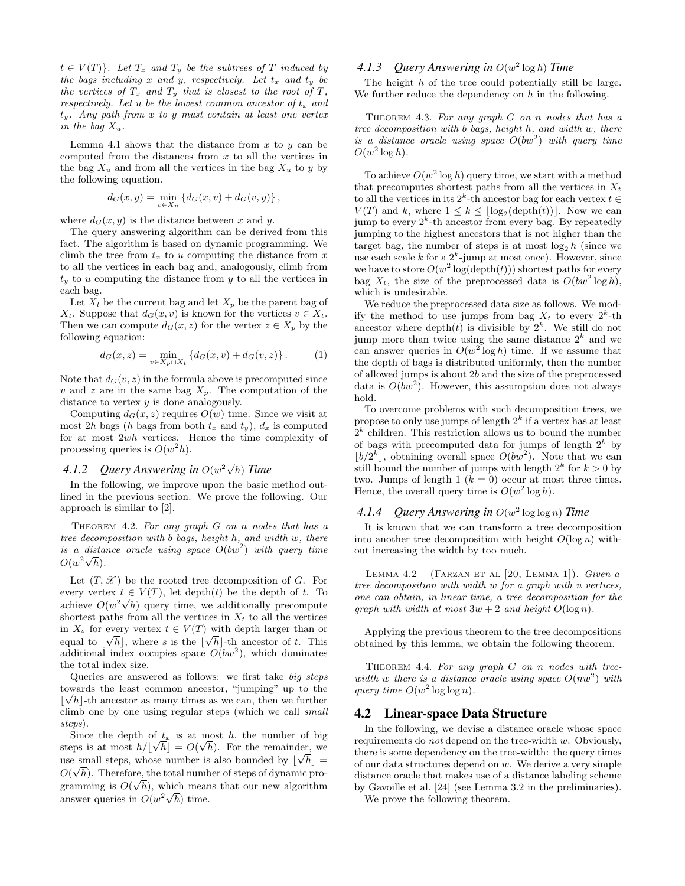$t \in V(T)\}$. *Let $T_x$ and $T_y$ be the subtrees of $T$ induced by the bags including $x$ and $y$, respectively. Let $t_x$ and $t_y$ be the vertices of $T_x$ and $T_y$ that is closest to the root of $T$, respectively. Let $u$ be the lowest common ancestor of $t_x$ and $t_y$. Any path from $x$ to $y$ must contain at least one vertex in the bag $X_u$.*

Lemma 4.1 shows that the distance from $x$ to $y$ can be computed from the distances from $x$ to all the vertices in the bag $X_u$ and from all the vertices in the bag $X_u$ to $y$ by the following equation.

$$d_G(x, y) = \min_{v \in X_u} \{d_G(x, v) + d_G(v, y)\},$$

where $d_G(x, y)$ is the distance between $x$ and $y$.

The query answering algorithm can be derived from this fact. The algorithm is based on dynamic programming. We climb the tree from $t_x$ to $u$ computing the distance from $x$ to all the vertices in each bag and, analogously, climb from $t_y$ to $u$ computing the distance from $y$ to all the vertices in each bag.

Let $X_t$ be the current bag and let $X_p$ be the parent bag of $X_t$. Suppose that $d_G(x, v)$ is known for the vertices $v \in X_t$. Then we can compute $d_G(x, z)$ for the vertex $z \in X_p$ by the following equation:

$$d_G(x, z) = \min_{v \in X_p \cap X_t} \{d_G(x, v) + d_G(v, z)\}. \qquad (1)$$

Note that $d_G(v, z)$ in the formula above is precomputed since $v$ and $z$ are in the same bag $X_p$. The computation of the distance to vertex $y$ is done analogously.

Computing $d_G(x, z)$ requires $O(w)$ time. Since we visit at most $2h$ bags ($h$ bags from both $t_x$ and $t_y$), $d_x$ is computed for at most $2wh$ vertices. Hence the time complexity of processing queries is $O(w^2 h)$.

### 4.1.2 Query Answering in $O(w^2\sqrt{h})$ Time

In the following, we improve upon the basic method outlined in the previous section. We prove the following. Our approach is similar to [2].

Theorem 4.2. *For any graph $G$ on $n$ nodes that has a tree decomposition with $b$ bags, height $h$, and width $w$, there is a distance oracle using space $O(bw^2)$ with query time $O(w^2\sqrt{h})$.*

Let $(T, \mathscr{X})$ be the rooted tree decomposition of $G$. For every vertex $t \in V(T)$, let depth$(t)$ be the depth of $t$. To achieve $O(w^2\sqrt{h})$ query time, we additionally precompute shortest paths from all the vertices in $X_t$ to all the vertices in $X_s$ for every vertex $t \in V(T)$ with depth larger than or equal to $\lfloor\sqrt{h}\rfloor$, where $s$ is the $\lfloor\sqrt{h}\rfloor$-th ancestor of $t$. This additional index occupies space $O(bw^2)$, which dominates the total index size.

Queries are answered as follows: we first take *big steps* towards the least common ancestor, "jumping" up to the $\lfloor\sqrt{h}\rfloor$-th ancestor as many times as we can, then we further climb one by one using regular steps (which we call *small steps*).

Since the depth of $t_x$ is at most $h$, the number of big steps is at most $h/\lfloor\sqrt{h}\rfloor = O(\sqrt{h})$. For the remainder, we use small steps, whose number is also bounded by $\lfloor\sqrt{h}\rfloor = O(\sqrt{h})$. Therefore, the total number of steps of dynamic programming is $O(\sqrt{h})$, which means that our new algorithm answer queries in $O(w^2\sqrt{h})$ time.

### 4.1.3 Query Answering in $O(w^2 \log h)$ Time

The height $h$ of the tree could potentially still be large. We further reduce the dependency on $h$ in the following.

Theorem 4.3. *For any graph $G$ on $n$ nodes that has a tree decomposition with $b$ bags, height $h$, and width $w$, there is a distance oracle using space $O(bw^2)$ with query time $O(w^2 \log h)$.*

To achieve $O(w^2 \log h)$ query time, we start with a method that precomputes shortest paths from all the vertices in $X_t$ to all the vertices in its $2^k$-th ancestor bag for each vertex $t \in V(T)$ and $k$, where $1 \le k \le \lfloor\log_2(\text{depth}(t))\rfloor$. Now we can jump to every $2^k$-th ancestor from every bag. By repeatedly jumping to the highest ancestors that is not higher than the target bag, the number of steps is at most $\log_2 h$ (since we use each scale $k$ for a $2^k$-jump at most once). However, since we have to store $O(w^2 \log(\text{depth}(t)))$ shortest paths for every bag $X_t$, the size of the preprocessed data is $O(bw^2 \log h)$, which is undesirable.

We reduce the preprocessed data size as follows. We modify the method to use jumps from bag $X_t$ to every $2^k$-th ancestor where depth$(t)$ is divisible by $2^k$. We still do not jump more than twice using the same distance $2^k$ and we can answer queries in $O(w^2 \log h)$ time. If we assume that the depth of bags is distributed uniformly, then the number of allowed jumps is about $2b$ and the size of the preprocessed data is $O(bw^2)$. However, this assumption does not always hold.

To overcome problems with such decomposition trees, we propose to only use jumps of length $2^k$ if a vertex has at least $2^k$ children. This restriction allows us to bound the number of bags with precomputed data for jumps of length $2^k$ by $\lfloor b/2^k\rfloor$, obtaining overall space $O(bw^2)$. Note that we can still bound the number of jumps with length $2^k$ for $k > 0$ by two. Jumps of length 1 ($k = 0$) occur at most three times. Hence, the overall query time is $O(w^2 \log h)$.

### 4.1.4 Query Answering in $O(w^2 \log\log n)$ Time

It is known that we can transform a tree decomposition into another tree decomposition with height $O(\log n)$ without increasing the width by too much.

Lemma 4.2 (Farzan et al [20, Lemma 1]). *Given a tree decomposition with width $w$ for a graph with $n$ vertices, one can obtain, in linear time, a tree decomposition for the graph with width at most $3w + 2$ and height $O(\log n)$.*

Applying the previous theorem to the tree decompositions obtained by this lemma, we obtain the following theorem.

Theorem 4.4. *For any graph $G$ on $n$ nodes with tree-width $w$ there is a distance oracle using space $O(nw^2)$ with query time $O(w^2 \log\log n)$.*

## 4.2 Linear-space Data Structure

In the following, we devise a distance oracle whose space requirements do *not* depend on the tree-width $w$. Obviously, there is some dependency on the tree-width: the query times of our data structures depend on $w$. We derive a very simple distance oracle that makes use of a distance labeling scheme by Gavoille et al. [24] (see Lemma 3.2 in the preliminaries).

We prove the following theorem.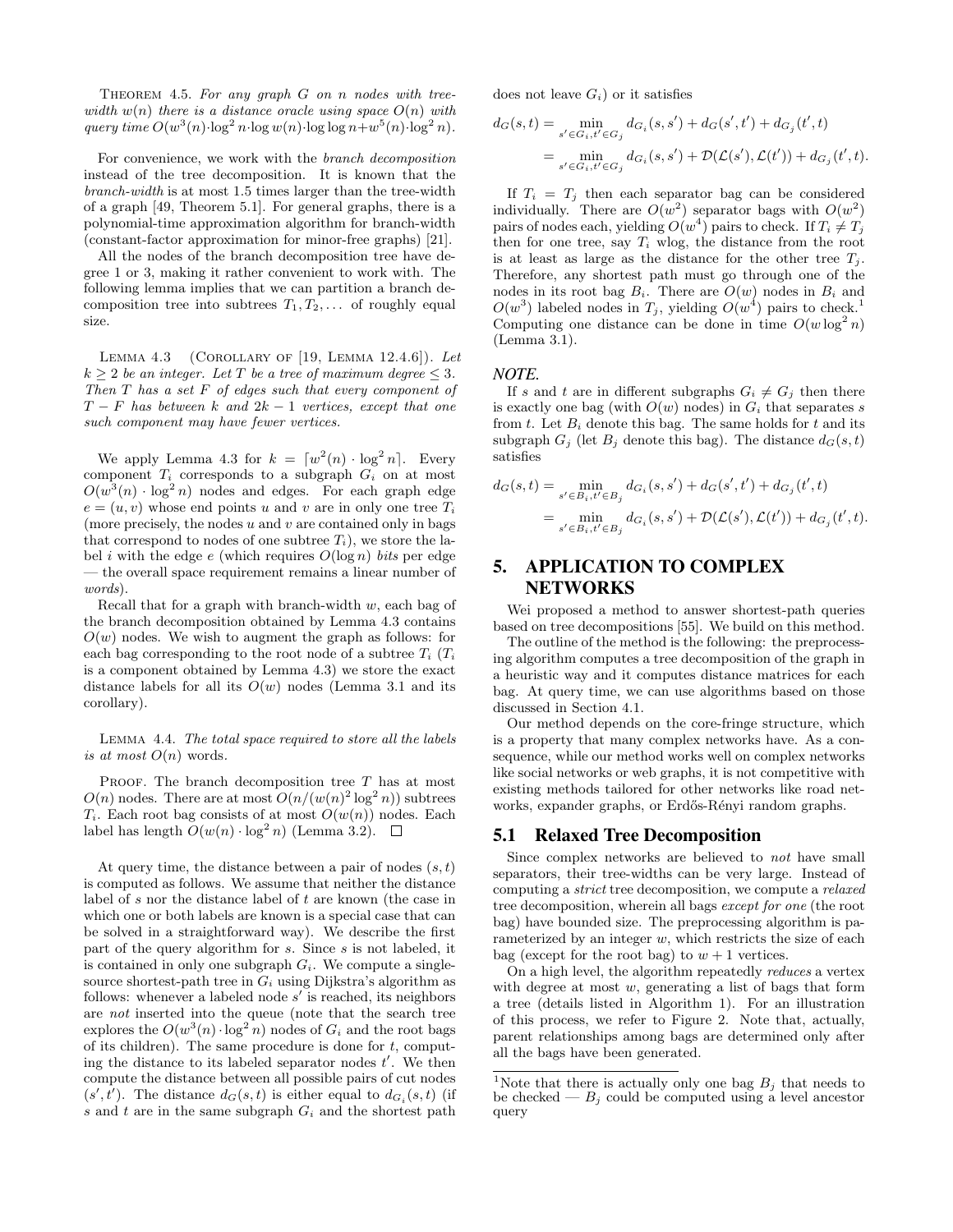THEOREM 4.5. *For any graph $G$ on $n$ nodes with tree-width $w(n)$ there is a distance oracle using space $O(n)$ with query time $O(w^3(n) \cdot \log^2 n \cdot \log w(n) \cdot \log\log n + w^5(n) \cdot \log^2 n)$.*

For convenience, we work with the *branch decomposition* instead of the tree decomposition. It is known that the *branch-width* is at most 1.5 times larger than the tree-width of a graph [49, Theorem 5.1]. For general graphs, there is a polynomial-time approximation algorithm for branch-width (constant-factor approximation for minor-free graphs) [21].

All the nodes of the branch decomposition tree have degree 1 or 3, making it rather convenient to work with. The following lemma implies that we can partition a branch decomposition tree into subtrees $T_1, T_2, \dots$ of roughly equal size.

LEMMA 4.3 (COROLLARY OF [19, LEMMA 12.4.6]). *Let $k \geq 2$ be an integer. Let $T$ be a tree of maximum degree $\leq 3$. Then $T$ has a set $F$ of edges such that every component of $T - F$ has between $k$ and $2k-1$ vertices, except that one such component may have fewer vertices.*

We apply Lemma 4.3 for $k = \lceil w^2(n) \cdot \log^2 n \rceil$. Every component $T_i$ corresponds to a subgraph $G_i$ on at most $O(w^3(n) \cdot \log^2 n)$ nodes and edges. For each graph edge $e = (u, v)$ whose end points $u$ and $v$ are in only one tree $T_i$ (more precisely, the nodes $u$ and $v$ are contained only in bags that correspond to nodes of one subtree $T_i$), we store the label $i$ with the edge $e$ (which requires $O(\log n)$ *bits* per edge — the overall space requirement remains a linear number of *words*).

Recall that for a graph with branch-width $w$, each bag of the branch decomposition obtained by Lemma 4.3 contains $O(w)$ nodes. We wish to augment the graph as follows: for each bag corresponding to the root node of a subtree $T_i$ ($T_i$ is a component obtained by Lemma 4.3) we store the exact distance labels for all its $O(w)$ nodes (Lemma 3.1 and its corollary).

LEMMA 4.4. *The total space required to store all the labels is at most $O(n)$ words.*

PROOF. The branch decomposition tree $T$ has at most $O(n)$ nodes. There are at most $O(n/(w(n)^2 \log^2 n))$ subtrees $T_i$. Each root bag consists of at most $O(w(n))$ nodes. Each label has length $O(w(n) \cdot \log^2 n)$ (Lemma 3.2). $\square$

At query time, the distance between a pair of nodes $(s, t)$ is computed as follows. We assume that neither the distance label of $s$ nor the distance label of $t$ are known (the case in which one or both labels are known is a special case that can be solved in a straightforward way). We describe the first part of the query algorithm for $s$. Since $s$ is not labeled, it is contained in only one subgraph $G_i$. We compute a single-source shortest-path tree in $G_i$ using Dijkstra's algorithm as follows: whenever a labeled node $s'$ is reached, its neighbors are *not* inserted into the queue (note that the search tree explores the $O(w^3(n) \cdot \log^2 n)$ nodes of $G_i$ and the root bags of its children). The same procedure is done for $t$, computing the distance to its labeled separator nodes $t'$. We then compute the distance between all possible pairs of cut nodes $(s', t')$. The distance $d_G(s, t)$ is either equal to $d_{G_i}(s, t)$ (if $s$ and $t$ are in the same subgraph $G_i$ and the shortest path does not leave $G_i$) or it satisfies

$$
\begin{aligned}
d_G(s,t) &= \min_{s' \in G_i, t' \in G_j} d_{G_i}(s, s') + d_G(s', t') + d_{G_j}(t', t) \\
&= \min_{s' \in G_i, t' \in G_j} d_{G_i}(s, s') + \mathcal{D}(\mathcal{L}(s'), \mathcal{L}(t')) + d_{G_j}(t', t).
\end{aligned}
$$

If $T_i = T_j$ then each separator bag can be considered individually. There are $O(w^2)$ separator bags with $O(w^2)$ pairs of nodes each, yielding $O(w^4)$ pairs to check. If $T_i \neq T_j$ then for one tree, say $T_i$ wlog, the distance from the root is at least as large as the distance for the other tree $T_j$. Therefore, any shortest path must go through one of the nodes in its root bag $B_i$. There are $O(w)$ nodes in $B_i$ and $O(w^3)$ labeled nodes in $T_j$, yielding $O(w^4)$ pairs to check.[1] Computing one distance can be done in time $O(w \log^2 n)$ (Lemma 3.1).

***NOTE.***

If $s$ and $t$ are in different subgraphs $G_i \neq G_j$ then there is exactly one bag (with $O(w)$ nodes) in $G_i$ that separates $s$ from $t$. Let $B_i$ denote this bag. The same holds for $t$ and its subgraph $G_j$ (let $B_j$ denote this bag). The distance $d_G(s,t)$ satisfies

$$
\begin{aligned}
d_G(s,t) &= \min_{s' \in B_i, t' \in B_j} d_{G_i}(s, s') + d_G(s', t') + d_{G_j}(t', t) \\
&= \min_{s' \in B_i, t' \in B_j} d_{G_i}(s, s') + \mathcal{D}(\mathcal{L}(s'), \mathcal{L}(t')) + d_{G_j}(t', t).
\end{aligned}
$$

## 5. APPLICATION TO COMPLEX NETWORKS

Wei proposed a method to answer shortest-path queries based on tree decompositions [55]. We build on this method.

The outline of the method is the following: the preprocessing algorithm computes a tree decomposition of the graph in a heuristic way and it computes distance matrices for each bag. At query time, we can use algorithms based on those discussed in Section 4.1.

Our method depends on the core-fringe structure, which is a property that many complex networks have. As a consequence, while our method works well on complex networks like social networks or web graphs, it is not competitive with existing methods tailored for other networks like road networks, expander graphs, or Erdős-Rényi random graphs.

### 5.1 Relaxed Tree Decomposition

Since complex networks are believed to *not* have small separators, their tree-widths can be very large. Instead of computing a *strict* tree decomposition, we compute a *relaxed* tree decomposition, wherein all bags *except for one* (the root bag) have bounded size. The preprocessing algorithm is parameterized by an integer $w$, which restricts the size of each bag (except for the root bag) to $w + 1$ vertices.

On a high level, the algorithm repeatedly *reduces* a vertex with degree at most $w$, generating a list of bags that form a tree (details listed in Algorithm 1). For an illustration of this process, we refer to Figure 2. Note that, actually, parent relationships among bags are determined only after all the bags have been generated.

[1] Note that there is actually only one bag $B_j$ that needs to be checked — $B_j$ could be computed using a level ancestor query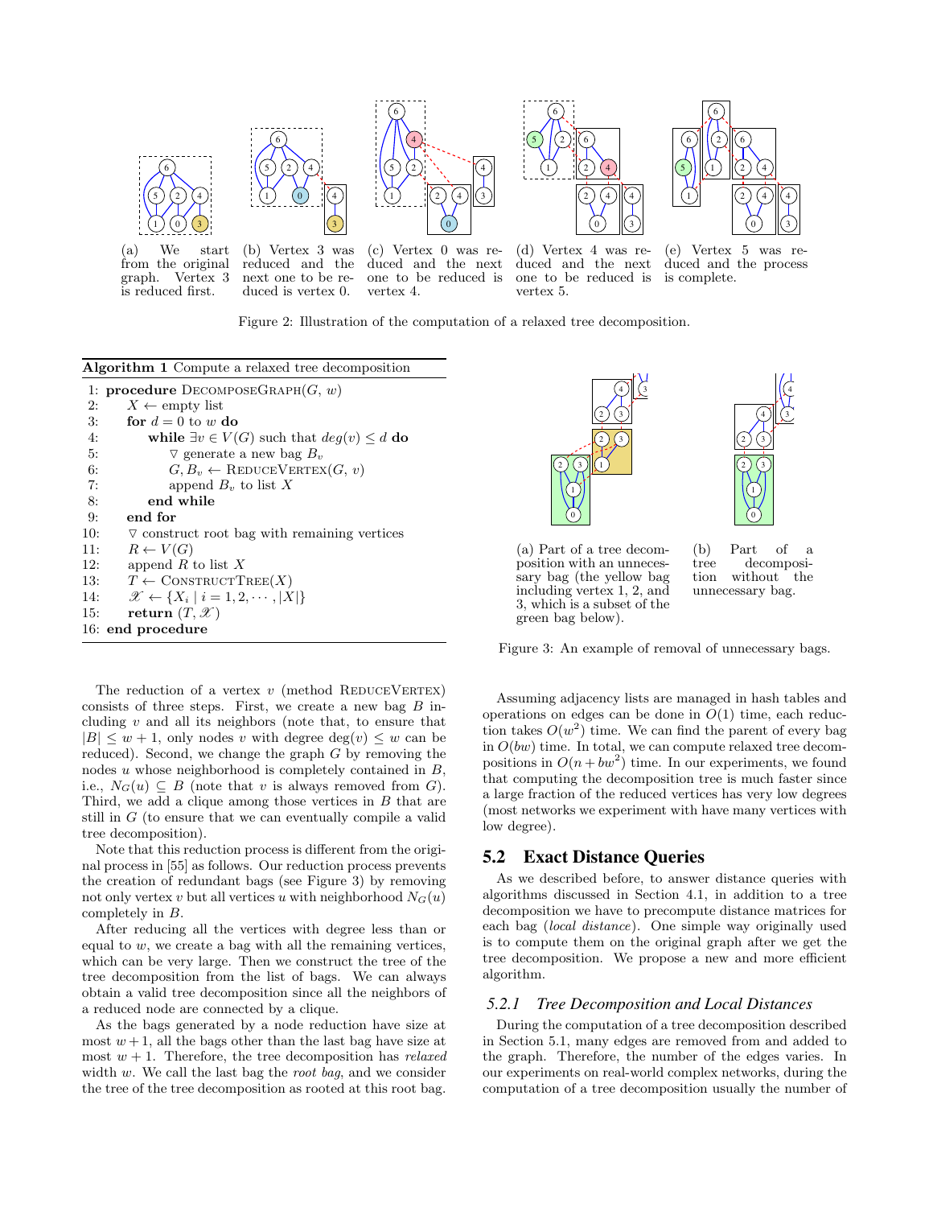(a) We start from the original graph. Vertex 3 is reduced first.

(b) Vertex 3 was reduced and the next one to be reduced is vertex 0.

(c) Vertex 0 was reduced and the next one to be reduced is vertex 4.

(d) Vertex 4 was reduced and the next one to be reduced is vertex 5.

(e) Vertex 5 was reduced and the process is complete.

Figure 2: Illustration of the computation of a relaxed tree decomposition.

**Algorithm 1** Compute a relaxed tree decomposition

```
1:  procedure DecomposeGraph(G, w)
2:      X ← empty list
3:      for d = 0 to w do
4:          while ∃v ∈ V(G) such that deg(v) ≤ d do
5:              ▽ generate a new bag B_v
6:              G, B_v ← ReduceVertex(G, v)
7:              append B_v to list X
8:          end while
9:      end for
10:     ▽ construct root bag with remaining vertices
11:     R ← V(G)
12:     append R to list X
13:     T ← ConstructTree(X)
14:     𝒳 ← {X_i | i = 1, 2, ··· , |X|}
15:     return (T, 𝒳)
16: end procedure
```

The reduction of a vertex $v$ (method ReduceVertex) consists of three steps. First, we create a new bag $B$ including $v$ and all its neighbors (note that, to ensure that $|B| \leq w+1$, only nodes $v$ with degree $\deg(v) \leq w$ can be reduced). Second, we change the graph $G$ by removing the nodes $u$ whose neighborhood is completely contained in $B$, i.e., $N_G(u) \subseteq B$ (note that $v$ is always removed from $G$). Third, we add a clique among those vertices in $B$ that are still in $G$ (to ensure that we can eventually compile a valid tree decomposition).

Note that this reduction process is different from the original process in [55] as follows. Our reduction process prevents the creation of redundant bags (see Figure 3) by removing not only vertex $v$ but all vertices $u$ with neighborhood $N_G(u)$ completely in $B$.

After reducing all the vertices with degree less than or equal to $w$, we create a bag with all the remaining vertices, which can be very large. Then we construct the tree of the tree decomposition from the list of bags. We can always obtain a valid tree decomposition since all the neighbors of a reduced node are connected by a clique.

As the bags generated by a node reduction have size at most $w+1$, all the bags other than the last bag have size at most $w+1$. Therefore, the tree decomposition has *relaxed* width $w$. We call the last bag the *root bag*, and we consider the tree of the tree decomposition as rooted at this root bag.

(a) Part of a tree decomposition with an unnecessary bag (the yellow bag including vertex 1, 2, and 3, which is a subset of the green bag below).

(b) Part of a tree decomposition without the unnecessary bag.

Figure 3: An example of removal of unnecessary bags.

Assuming adjacency lists are managed in hash tables and operations on edges can be done in $O(1)$ time, each reduction takes $O(w^2)$ time. We can find the parent of every bag in $O(bw)$ time. In total, we can compute relaxed tree decompositions in $O(n + bw^2)$ time. In our experiments, we found that computing the decomposition tree is much faster since a large fraction of the reduced vertices has very low degrees (most networks we experiment with have many vertices with low degree).

## 5.2 Exact Distance Queries

As we described before, to answer distance queries with algorithms discussed in Section 4.1, in addition to a tree decomposition we have to precompute distance matrices for each bag (*local distance*). One simple way originally used is to compute them on the original graph after we get the tree decomposition. We propose a new and more efficient algorithm.

### 5.2.1 *Tree Decomposition and Local Distances*

During the computation of a tree decomposition described in Section 5.1, many edges are removed from and added to the graph. Therefore, the number of the edges varies. In our experiments on real-world complex networks, during the computation of a tree decomposition usually the number of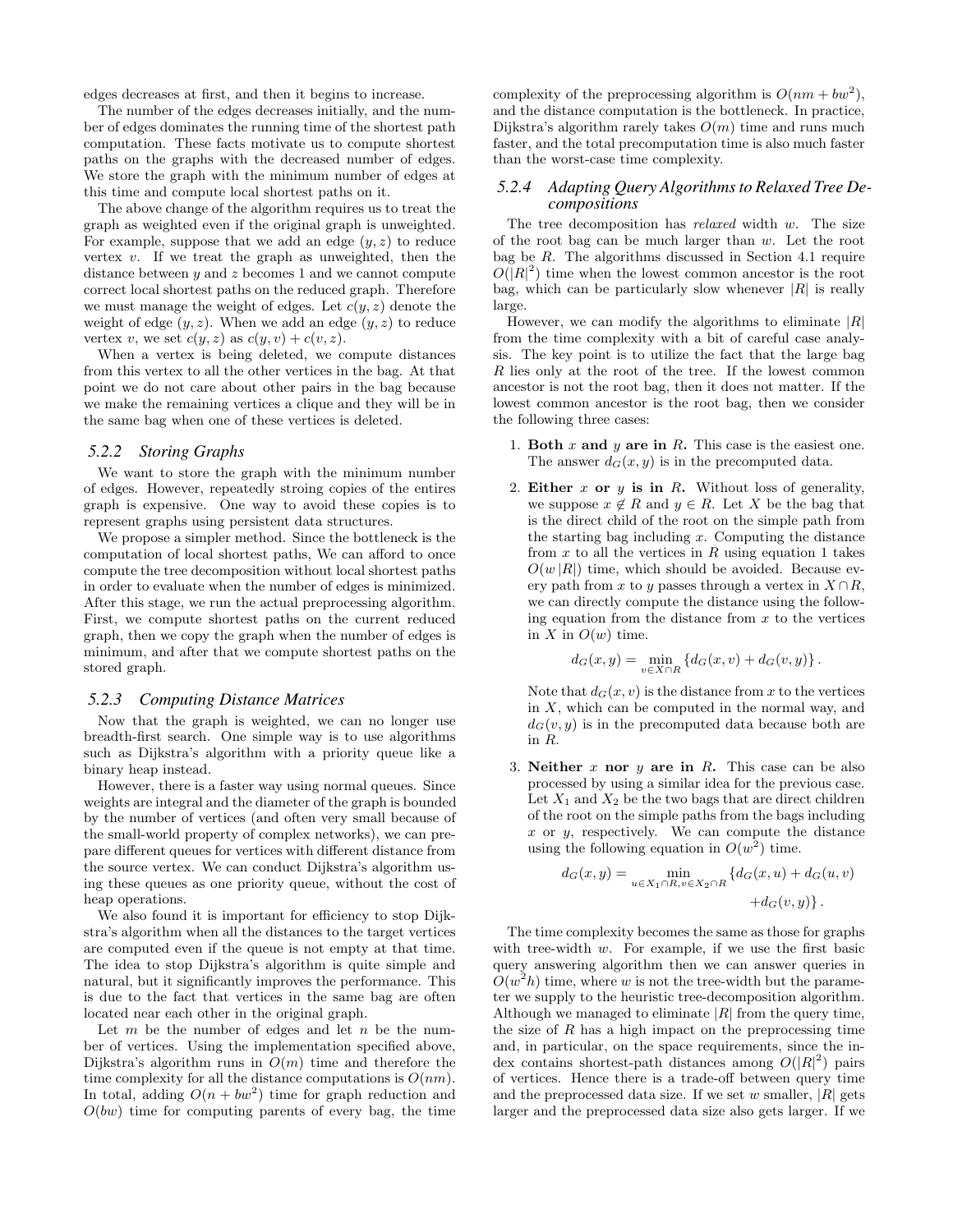edges decreases at first, and then it begins to increase.

The number of the edges decreases initially, and the number of edges dominates the running time of the shortest path computation. These facts motivate us to compute shortest paths on the graphs with the decreased number of edges. We store the graph with the minimum number of edges at this time and compute local shortest paths on it.

The above change of the algorithm requires us to treat the graph as weighted even if the original graph is unweighted. For example, suppose that we add an edge $(y, z)$ to reduce vertex $v$. If we treat the graph as unweighted, then the distance between $y$ and $z$ becomes 1 and we cannot compute correct local shortest paths on the reduced graph. Therefore we must manage the weight of edges. Let $c(y, z)$ denote the weight of edge $(y, z)$. When we add an edge $(y, z)$ to reduce vertex $v$, we set $c(y, z)$ as $c(y, v) + c(v, z)$.

When a vertex is being deleted, we compute distances from this vertex to all the other vertices in the bag. At that point we do not care about other pairs in the bag because we make the remaining vertices a clique and they will be in the same bag when one of these vertices is deleted.

### 5.2.2 Storing Graphs

We want to store the graph with the minimum number of edges. However, repeatedly stroing copies of the entires graph is expensive. One way to avoid these copies is to represent graphs using persistent data structures.

We propose a simpler method. Since the bottleneck is the computation of local shortest paths, We can afford to once compute the tree decomposition without local shortest paths in order to evaluate when the number of edges is minimized. After this stage, we run the actual preprocessing algorithm. First, we compute shortest paths on the current reduced graph, then we copy the graph when the number of edges is minimum, and after that we compute shortest paths on the stored graph.

### 5.2.3 Computing Distance Matrices

Now that the graph is weighted, we can no longer use breadth-first search. One simple way is to use algorithms such as Dijkstra's algorithm with a priority queue like a binary heap instead.

However, there is a faster way using normal queues. Since weights are integral and the diameter of the graph is bounded by the number of vertices (and often very small because of the small-world property of complex networks), we can prepare different queues for vertices with different distance from the source vertex. We can conduct Dijkstra's algorithm using these queues as one priority queue, without the cost of heap operations.

We also found it is important for efficiency to stop Dijkstra's algorithm when all the distances to the target vertices are computed even if the queue is not empty at that time. The idea to stop Dijkstra's algorithm is quite simple and natural, but it significantly improves the performance. This is due to the fact that vertices in the same bag are often located near each other in the original graph.

Let $m$ be the number of edges and let $n$ be the number of vertices. Using the implementation specified above, Dijkstra's algorithm runs in $O(m)$ time and therefore the time complexity for all the distance computations is $O(nm)$. In total, adding $O(n + bw^2)$ time for graph reduction and $O(bw)$ time for computing parents of every bag, the time complexity of the preprocessing algorithm is $O(nm + bw^2)$, and the distance computation is the bottleneck. In practice, Dijkstra's algorithm rarely takes $O(m)$ time and runs much faster, and the total precomputation time is also much faster than the worst-case time complexity.

### 5.2.4 Adapting Query Algorithms to Relaxed Tree Decompositions

The tree decomposition has *relaxed* width $w$. The size of the root bag can be much larger than $w$. Let the root bag be $R$. The algorithms discussed in Section 4.1 require $O(|R|^2)$ time when the lowest common ancestor is the root bag, which can be particularly slow whenever $|R|$ is really large.

However, we can modify the algorithms to eliminate $|R|$ from the time complexity with a bit of careful case analysis. The key point is to utilize the fact that the large bag $R$ lies only at the root of the tree. If the lowest common ancestor is not the root bag, then it does not matter. If the lowest common ancestor is the root bag, then we consider the following three cases:

1. **Both $x$ and $y$ are in $R$.** This case is the easiest one. The answer $d_G(x, y)$ is in the precomputed data.

2. **Either $x$ or $y$ is in $R$.** Without loss of generality, we suppose $x \notin R$ and $y \in R$. Let $X$ be the bag that is the direct child of the root on the simple path from the starting bag including $x$. Computing the distance from $x$ to all the vertices in $R$ using equation 1 takes $O(w|R|)$ time, which should be avoided. Because every path from $x$ to $y$ passes through a vertex in $X \cap R$, we can directly compute the distance using the following equation from the distance from $x$ to the vertices in $X$ in $O(w)$ time.

$$d_G(x, y) = \min_{v \in X \cap R} \{d_G(x, v) + d_G(v, y)\}.$$

   Note that $d_G(x, v)$ is the distance from $x$ to the vertices in $X$, which can be computed in the normal way, and $d_G(v, y)$ is in the precomputed data because both are in $R$.

3. **Neither $x$ nor $y$ are in $R$.** This case can be also processed by using a similar idea for the previous case. Let $X_1$ and $X_2$ be the two bags that are direct children of the root on the simple paths from the bags including $x$ or $y$, respectively. We can compute the distance using the following equation in $O(w^2)$ time.

$$d_G(x, y) = \min_{u \in X_1 \cap R, v \in X_2 \cap R} \{d_G(x, u) + d_G(u, v) + d_G(v, y)\}.$$

The time complexity becomes the same as those for graphs with tree-width $w$. For example, if we use the first basic query answering algorithm then we can answer queries in $O(w^2 h)$ time, where $w$ is not the tree-width but the parameter we supply to the heuristic tree-decomposition algorithm. Although we managed to eliminate $|R|$ from the query time, the size of $R$ has a high impact on the preprocessing time and, in particular, on the space requirements, since the index contains shortest-path distances among $O(|R|^2)$ pairs of vertices. Hence there is a trade-off between query time and the preprocessed data size. If we set $w$ smaller, $|R|$ gets larger and the preprocessed data size also gets larger. If we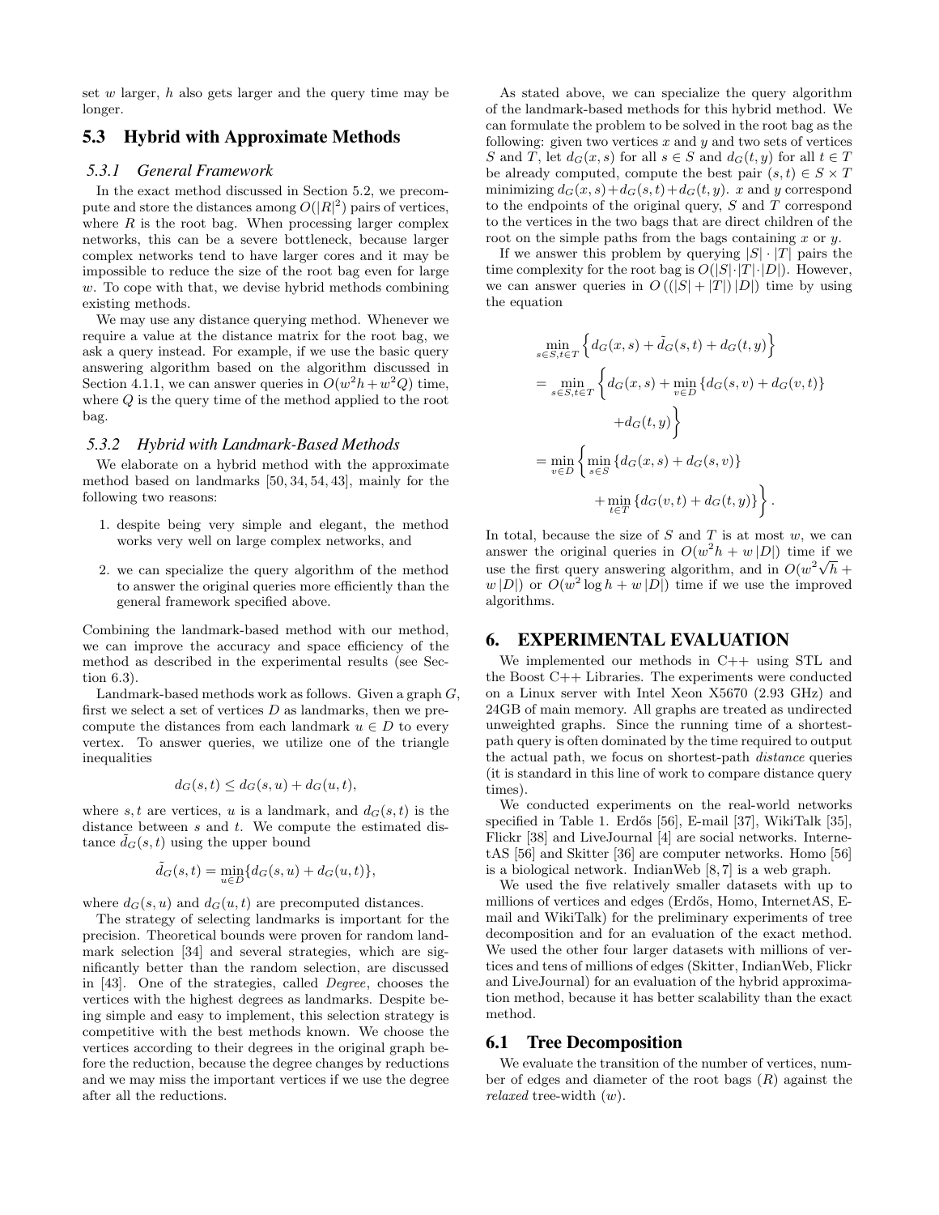set $w$ larger, $h$ also gets larger and the query time may be longer.

## 5.3 Hybrid with Approximate Methods

### 5.3.1 General Framework

In the exact method discussed in Section 5.2, we precompute and store the distances among $O(|R|^2)$ pairs of vertices, where $R$ is the root bag. When processing larger complex networks, this can be a severe bottleneck, because larger complex networks tend to have larger cores and it may be impossible to reduce the size of the root bag even for large $w$. To cope with that, we devise hybrid methods combining existing methods.

We may use any distance querying method. Whenever we require a value at the distance matrix for the root bag, we ask a query instead. For example, if we use the basic query answering algorithm based on the algorithm discussed in Section 4.1.1, we can answer queries in $O(w^2 h + w^2 Q)$ time, where $Q$ is the query time of the method applied to the root bag.

### 5.3.2 Hybrid with Landmark-Based Methods

We elaborate on a hybrid method with the approximate method based on landmarks [50, 34, 54, 43], mainly for the following two reasons:

1. despite being very simple and elegant, the method works very well on large complex networks, and
2. we can specialize the query algorithm of the method to answer the original queries more efficiently than the general framework specified above.

Combining the landmark-based method with our method, we can improve the accuracy and space efficiency of the method as described in the experimental results (see Section 6.3).

Landmark-based methods work as follows. Given a graph $G$, first we select a set of vertices $D$ as landmarks, then we precompute the distances from each landmark $u \in D$ to every vertex. To answer queries, we utilize one of the triangle inequalities

$$d_G(s,t) \leq d_G(s,u) + d_G(u,t),$$

where $s, t$ are vertices, $u$ is a landmark, and $d_G(s,t)$ is the distance between $s$ and $t$. We compute the estimated distance $\tilde{d}_G(s,t)$ using the upper bound

$$\tilde{d}_G(s,t) = \min_{u \in D} \{d_G(s,u) + d_G(u,t)\},$$

where $d_G(s,u)$ and $d_G(u,t)$ are precomputed distances.

The strategy of selecting landmarks is important for the precision. Theoretical bounds were proven for random landmark selection [34] and several strategies, which are significantly better than the random selection, are discussed in [43]. One of the strategies, called *Degree*, chooses the vertices with the highest degrees as landmarks. Despite being simple and easy to implement, this selection strategy is competitive with the best methods known. We choose the vertices according to their degrees in the original graph before the reduction, because the degree changes by reductions and we may miss the important vertices if we use the degree after all the reductions.

As stated above, we can specialize the query algorithm of the landmark-based methods for this hybrid method. We can formulate the problem to be solved in the root bag as the following: given two vertices $x$ and $y$ and two sets of vertices $S$ and $T$, let $d_G(x,s)$ for all $s \in S$ and $d_G(t,y)$ for all $t \in T$ be already computed, compute the best pair $(s,t) \in S \times T$ minimizing $d_G(x,s) + d_G(s,t) + d_G(t,y)$. $x$ and $y$ correspond to the endpoints of the original query, $S$ and $T$ correspond to the vertices in the two bags that are direct children of the root on the simple paths from the bags containing $x$ or $y$.

If we answer this problem by querying $|S| \cdot |T|$ pairs the time complexity for the root bag is $O(|S| \cdot |T| \cdot |D|)$. However, we can answer queries in $O((|S| + |T|)|D|)$ time by using the equation

$$\begin{aligned}
&\min_{s \in S, t \in T} \left\{ d_G(x,s) + \tilde{d}_G(s,t) + d_G(t,y) \right\} \\
&= \min_{s \in S, t \in T} \left\{ d_G(x,s) + \min_{v \in D} \{d_G(s,v) + d_G(v,t)\} \right. \\
&\qquad \left. + d_G(t,y) \right\} \\
&= \min_{v \in D} \left\{ \min_{s \in S} \{d_G(x,s) + d_G(s,v)\} \right. \\
&\qquad \left. + \min_{t \in T} \{d_G(v,t) + d_G(t,y)\} \right\}.
\end{aligned}$$

In total, because the size of $S$ and $T$ is at most $w$, we can answer the original queries in $O(w^2 h + w|D|)$ time if we use the first query answering algorithm, and in $O(w^2\sqrt{h} + w|D|)$ or $O(w^2 \log h + w|D|)$ time if we use the improved algorithms.

# 6. EXPERIMENTAL EVALUATION

We implemented our methods in C++ using STL and the Boost C++ Libraries. The experiments were conducted on a Linux server with Intel Xeon X5670 (2.93 GHz) and 24GB of main memory. All graphs are treated as undirected unweighted graphs. Since the running time of a shortest-path query is often dominated by the time required to output the actual path, we focus on shortest-path *distance* queries (it is standard in this line of work to compare distance query times).

We conducted experiments on the real-world networks specified in Table 1. Erdős [56], E-mail [37], WikiTalk [35], Flickr [38] and LiveJournal [4] are social networks. InternetAS [56] and Skitter [36] are computer networks. Homo [56] is a biological network. IndianWeb [8, 7] is a web graph.

We used the five relatively smaller datasets with up to millions of vertices and edges (Erdős, Homo, InternetAS, E-mail and WikiTalk) for the preliminary experiments of tree decomposition and for an evaluation of the exact method. We used the other four larger datasets with millions of vertices and tens of millions of edges (Skitter, IndianWeb, Flickr and LiveJournal) for an evaluation of the hybrid approximation method, because it has better scalability than the exact method.

## 6.1 Tree Decomposition

We evaluate the transition of the number of vertices, number of edges and diameter of the root bags ($R$) against the *relaxed* tree-width ($w$).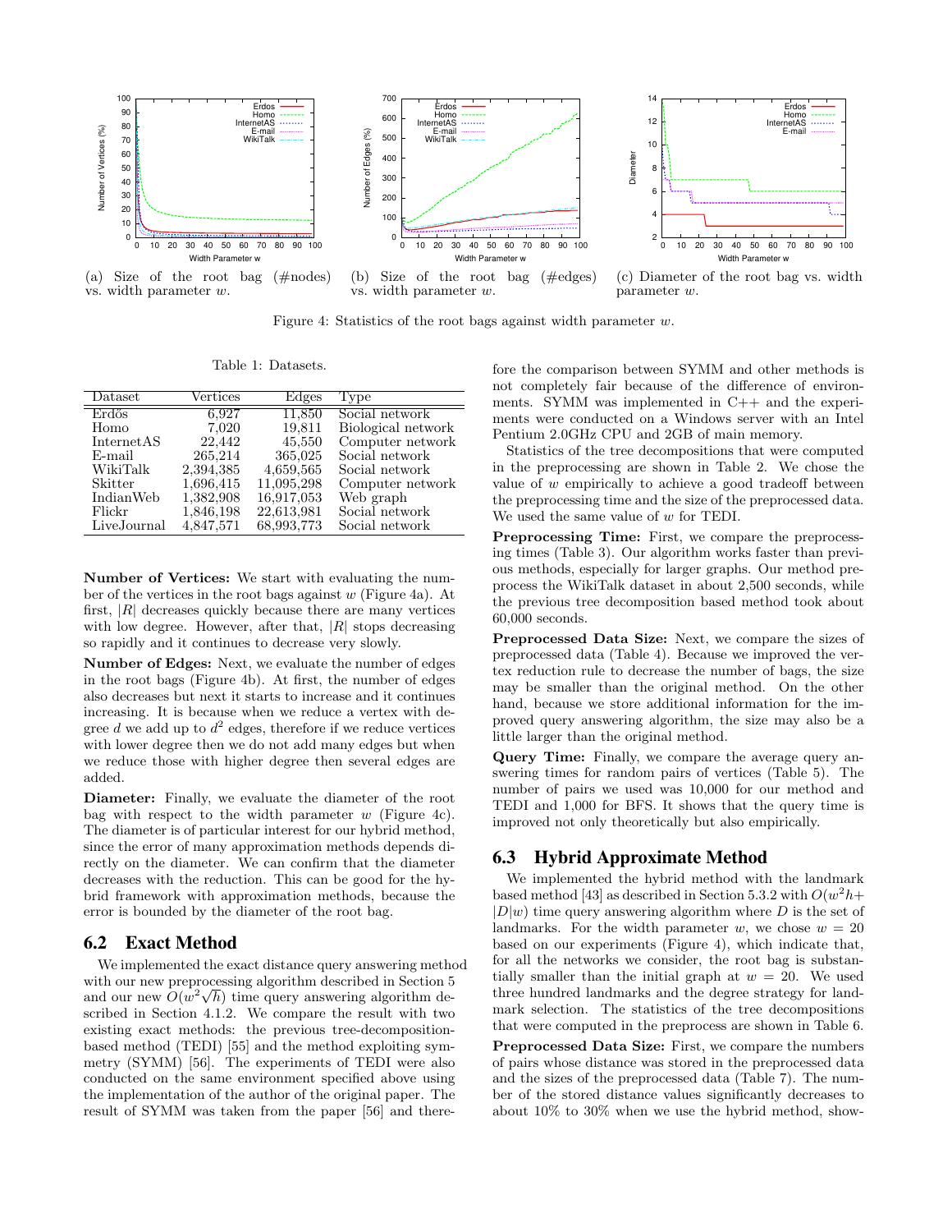(a) Size of the root bag (#nodes) vs. width parameter $w$.

(b) Size of the root bag (#edges) vs. width parameter $w$.

(c) Diameter of the root bag vs. width parameter $w$.

Figure 4: Statistics of the root bags against width parameter $w$.

Table 1: Datasets.

| Dataset | Vertices | Edges | Type |
|---|---|---|---|
| Erdős | 6,927 | 11,850 | Social network |
| Homo | 7,020 | 19,811 | Biological network |
| InternetAS | 22,442 | 45,550 | Computer network |
| E-mail | 265,214 | 365,025 | Social network |
| WikiTalk | 2,394,385 | 4,659,565 | Social network |
| Skitter | 1,696,415 | 11,095,298 | Computer network |
| IndianWeb | 1,382,908 | 16,917,053 | Web graph |
| Flickr | 1,846,198 | 22,613,981 | Social network |
| LiveJournal | 4,847,571 | 68,993,773 | Social network |

**Number of Vertices:** We start with evaluating the number of the vertices in the root bags against $w$ (Figure 4a). At first, $|R|$ decreases quickly because there are many vertices with low degree. However, after that, $|R|$ stops decreasing so rapidly and it continues to decrease very slowly.

**Number of Edges:** Next, we evaluate the number of edges in the root bags (Figure 4b). At first, the number of edges also decreases but next it starts to increase and it continues increasing. It is because when we reduce a vertex with degree $d$ we add up to $d^2$ edges, therefore if we reduce vertices with lower degree then we do not add many edges but when we reduce those with higher degree then several edges are added.

**Diameter:** Finally, we evaluate the diameter of the root bag with respect to the width parameter $w$ (Figure 4c). The diameter is of particular interest for our hybrid method, since the error of many approximation methods depends directly on the diameter. We can confirm that the diameter decreases with the reduction. This can be good for the hybrid framework with approximation methods, because the error is bounded by the diameter of the root bag.

## 6.2 Exact Method

We implemented the exact distance query answering method with our new preprocessing algorithm described in Section 5 and our new $O(w^2\sqrt{h})$ time query answering algorithm described in Section 4.1.2. We compare the result with two existing exact methods: the previous tree-decomposition-based method (TEDI) [55] and the method exploiting symmetry (SYMM) [56]. The experiments of TEDI were also conducted on the same environment specified above using the implementation of the author of the original paper. The result of SYMM was taken from the paper [56] and therefore the comparison between SYMM and other methods is not completely fair because of the difference of environments. SYMM was implemented in C++ and the experiments were conducted on a Windows server with an Intel Pentium 2.0GHz CPU and 2GB of main memory.

Statistics of the tree decompositions that were computed in the preprocessing are shown in Table 2. We chose the value of $w$ empirically to achieve a good tradeoff between the preprocessing time and the size of the preprocessed data. We used the same value of $w$ for TEDI.

**Preprocessing Time:** First, we compare the preprocessing times (Table 3). Our algorithm works faster than previous methods, especially for larger graphs. Our method preprocess the WikiTalk dataset in about 2,500 seconds, while the previous tree decomposition based method took about 60,000 seconds.

**Preprocessed Data Size:** Next, we compare the sizes of preprocessed data (Table 4). Because we improved the vertex reduction rule to decrease the number of bags, the size may be smaller than the original method. On the other hand, because we store additional information for the improved query answering algorithm, the size may also be a little larger than the original method.

**Query Time:** Finally, we compare the average query answering times for random pairs of vertices (Table 5). The number of pairs we used was 10,000 for our method and TEDI and 1,000 for BFS. It shows that the query time is improved not only theoretically but also empirically.

## 6.3 Hybrid Approximate Method

We implemented the hybrid method with the landmark based method [43] as described in Section 5.3.2 with $O(w^2h+|D|w)$ time query answering algorithm where $D$ is the set of landmarks. For the width parameter $w$, we chose $w = 20$ based on our experiments (Figure 4), which indicate that, for all the networks we consider, the root bag is substantially smaller than the initial graph at $w = 20$. We used three hundred landmarks and the degree strategy for landmark selection. The statistics of the tree decompositions that were computed in the preprocess are shown in Table 6.

**Preprocessed Data Size:** First, we compare the numbers of pairs whose distance was stored in the preprocessed data and the sizes of the preprocessed data (Table 7). The number of the stored distance values significantly decreases to about 10% to 30% when we use the hybrid method, show-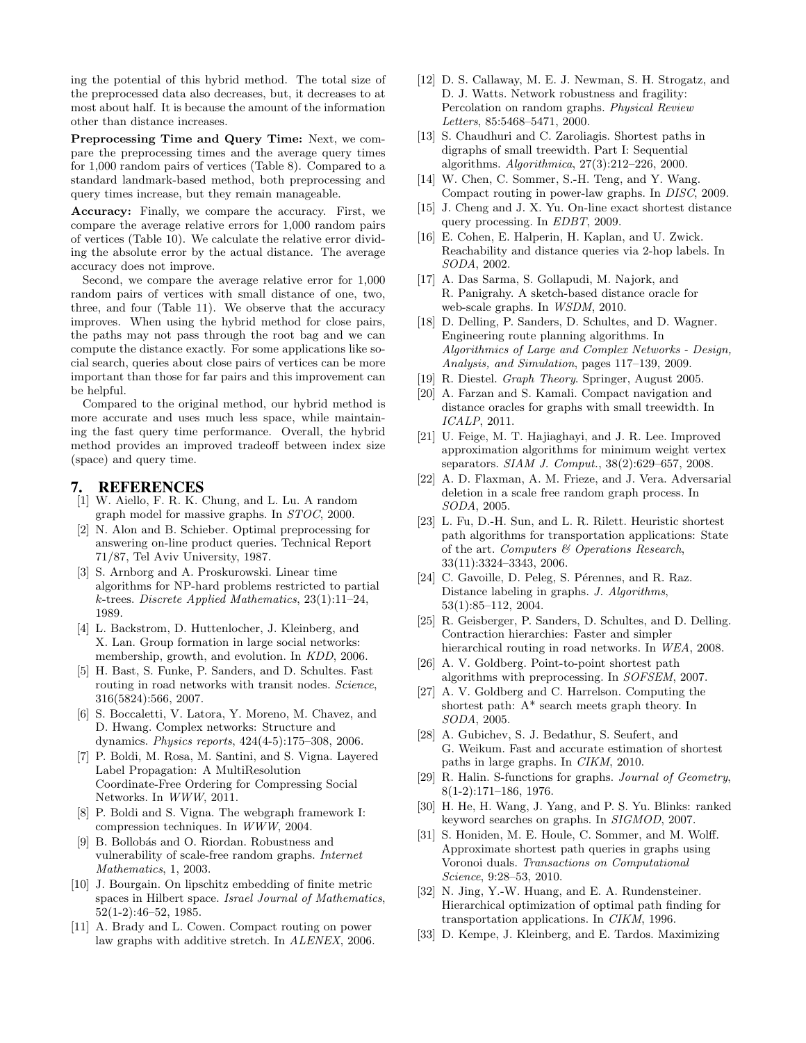ing the potential of this hybrid method. The total size of the preprocessed data also decreases, but, it decreases to at most about half. It is because the amount of the information other than distance increases.

**Preprocessing Time and Query Time:** Next, we compare the preprocessing times and the average query times for 1,000 random pairs of vertices (Table 8). Compared to a standard landmark-based method, both preprocessing and query times increase, but they remain manageable.

**Accuracy:** Finally, we compare the accuracy. First, we compare the average relative errors for 1,000 random pairs of vertices (Table 10). We calculate the relative error dividing the absolute error by the actual distance. The average accuracy does not improve.

Second, we compare the average relative error for 1,000 random pairs of vertices with small distance of one, two, three, and four (Table 11). We observe that the accuracy improves. When using the hybrid method for close pairs, the paths may not pass through the root bag and we can compute the distance exactly. For some applications like social search, queries about close pairs of vertices can be more important than those for far pairs and this improvement can be helpful.

Compared to the original method, our hybrid method is more accurate and uses much less space, while maintaining the fast query time performance. Overall, the hybrid method provides an improved tradeoff between index size (space) and query time.

# 7. REFERENCES

[1] W. Aiello, F. R. K. Chung, and L. Lu. A random graph model for massive graphs. In *STOC*, 2000.

[2] N. Alon and B. Schieber. Optimal preprocessing for answering on-line product queries. Technical Report 71/87, Tel Aviv University, 1987.

[3] S. Arnborg and A. Proskurowski. Linear time algorithms for NP-hard problems restricted to partial $k$-trees. *Discrete Applied Mathematics*, 23(1):11–24, 1989.

[4] L. Backstrom, D. Huttenlocher, J. Kleinberg, and X. Lan. Group formation in large social networks: membership, growth, and evolution. In *KDD*, 2006.

[5] H. Bast, S. Funke, P. Sanders, and D. Schultes. Fast routing in road networks with transit nodes. *Science*, 316(5824):566, 2007.

[6] S. Boccaletti, V. Latora, Y. Moreno, M. Chavez, and D. Hwang. Complex networks: Structure and dynamics. *Physics reports*, 424(4-5):175–308, 2006.

[7] P. Boldi, M. Rosa, M. Santini, and S. Vigna. Layered Label Propagation: A MultiResolution Coordinate-Free Ordering for Compressing Social Networks. In *WWW*, 2011.

[8] P. Boldi and S. Vigna. The webgraph framework I: compression techniques. In *WWW*, 2004.

[9] B. Bollobás and O. Riordan. Robustness and vulnerability of scale-free random graphs. *Internet Mathematics*, 1, 2003.

[10] J. Bourgain. On lipschitz embedding of finite metric spaces in Hilbert space. *Israel Journal of Mathematics*, 52(1-2):46–52, 1985.

[11] A. Brady and L. Cowen. Compact routing on power law graphs with additive stretch. In *ALENEX*, 2006.

[12] D. S. Callaway, M. E. J. Newman, S. H. Strogatz, and D. J. Watts. Network robustness and fragility: Percolation on random graphs. *Physical Review Letters*, 85:5468–5471, 2000.

[13] S. Chaudhuri and C. Zaroliagis. Shortest paths in digraphs of small treewidth. Part I: Sequential algorithms. *Algorithmica*, 27(3):212–226, 2000.

[14] W. Chen, C. Sommer, S.-H. Teng, and Y. Wang. Compact routing in power-law graphs. In *DISC*, 2009.

[15] J. Cheng and J. X. Yu. On-line exact shortest distance query processing. In *EDBT*, 2009.

[16] E. Cohen, E. Halperin, H. Kaplan, and U. Zwick. Reachability and distance queries via 2-hop labels. In *SODA*, 2002.

[17] A. Das Sarma, S. Gollapudi, M. Najork, and R. Panigrahy. A sketch-based distance oracle for web-scale graphs. In *WSDM*, 2010.

[18] D. Delling, P. Sanders, D. Schultes, and D. Wagner. Engineering route planning algorithms. In *Algorithmics of Large and Complex Networks - Design, Analysis, and Simulation*, pages 117–139, 2009.

[19] R. Diestel. *Graph Theory*. Springer, August 2005.

[20] A. Farzan and S. Kamali. Compact navigation and distance oracles for graphs with small treewidth. In *ICALP*, 2011.

[21] U. Feige, M. T. Hajiaghayi, and J. R. Lee. Improved approximation algorithms for minimum weight vertex separators. *SIAM J. Comput.*, 38(2):629–657, 2008.

[22] A. D. Flaxman, A. M. Frieze, and J. Vera. Adversarial deletion in a scale free random graph process. In *SODA*, 2005.

[23] L. Fu, D.-H. Sun, and L. R. Rilett. Heuristic shortest path algorithms for transportation applications: State of the art. *Computers & Operations Research*, 33(11):3324–3343, 2006.

[24] C. Gavoille, D. Peleg, S. Pérennes, and R. Raz. Distance labeling in graphs. *J. Algorithms*, 53(1):85–112, 2004.

[25] R. Geisberger, P. Sanders, D. Schultes, and D. Delling. Contraction hierarchies: Faster and simpler hierarchical routing in road networks. In *WEA*, 2008.

[26] A. V. Goldberg. Point-to-point shortest path algorithms with preprocessing. In *SOFSEM*, 2007.

[27] A. V. Goldberg and C. Harrelson. Computing the shortest path: A* search meets graph theory. In *SODA*, 2005.

[28] A. Gubichev, S. J. Bedathur, S. Seufert, and G. Weikum. Fast and accurate estimation of shortest paths in large graphs. In *CIKM*, 2010.

[29] R. Halin. S-functions for graphs. *Journal of Geometry*, 8(1-2):171–186, 1976.

[30] H. He, H. Wang, J. Yang, and P. S. Yu. Blinks: ranked keyword searches on graphs. In *SIGMOD*, 2007.

[31] S. Honiden, M. E. Houle, C. Sommer, and M. Wolff. Approximate shortest path queries in graphs using Voronoi duals. *Transactions on Computational Science*, 9:28–53, 2010.

[32] N. Jing, Y.-W. Huang, and E. A. Rundensteiner. Hierarchical optimization of optimal path finding for transportation applications. In *CIKM*, 1996.

[33] D. Kempe, J. Kleinberg, and E. Tardos. Maximizing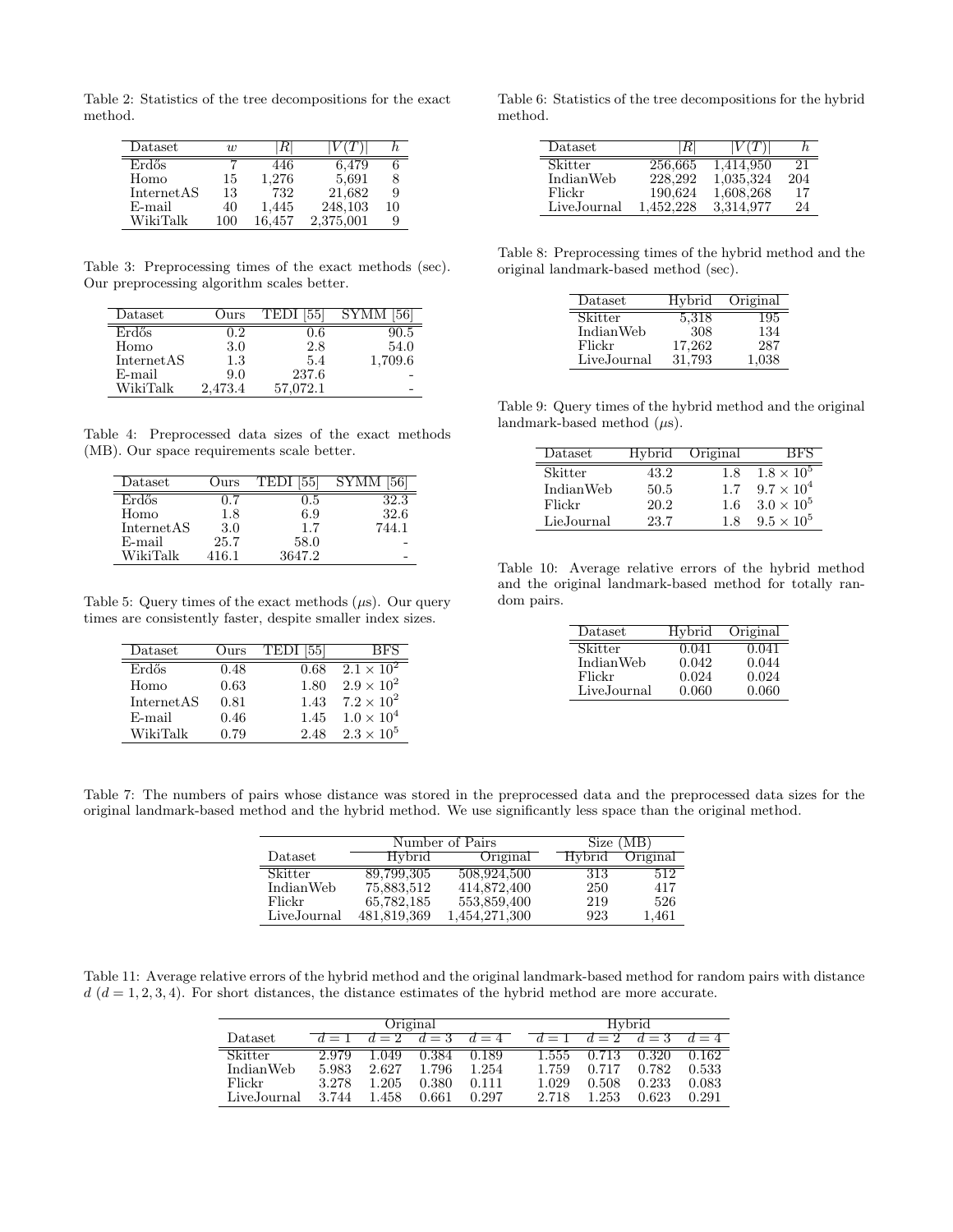Table 2: Statistics of the tree decompositions for the exact method.

| Dataset | $w$ | $\|R\|$ | $\|V(T)\|$ | $h$ |
|---|---|---|---|---|
| Erdős | 7 | 446 | 6,479 | 6 |
| Homo | 15 | 1,276 | 5,691 | 8 |
| InternetAS | 13 | 732 | 21,682 | 9 |
| E-mail | 40 | 1,445 | 248,103 | 10 |
| WikiTalk | 100 | 16,457 | 2,375,001 | 9 |

Table 3: Preprocessing times of the exact methods (sec). Our preprocessing algorithm scales better.

| Dataset | Ours | TEDI [55] | SYMM [56] |
|---|---|---|---|
| Erdős | 0.2 | 0.6 | 90.5 |
| Homo | 3.0 | 2.8 | 54.0 |
| InternetAS | 1.3 | 5.4 | 1,709.6 |
| E-mail | 9.0 | 237.6 | - |
| WikiTalk | 2,473.4 | 57,072.1 | - |

Table 4: Preprocessed data sizes of the exact methods (MB). Our space requirements scale better.

| Dataset | Ours | TEDI [55] | SYMM [56] |
|---|---|---|---|
| Erdős | 0.7 | 0.5 | 32.3 |
| Homo | 1.8 | 6.9 | 32.6 |
| InternetAS | 3.0 | 1.7 | 744.1 |
| E-mail | 25.7 | 58.0 | - |
| WikiTalk | 416.1 | 3647.2 | - |

Table 5: Query times of the exact methods ($\mu$s). Our query times are consistently faster, despite smaller index sizes.

| Dataset | Ours | TEDI [55] | BFS |
|---|---|---|---|
| Erdős | 0.48 | 0.68 | $2.1 \times 10^2$ |
| Homo | 0.63 | 1.80 | $2.9 \times 10^2$ |
| InternetAS | 0.81 | 1.43 | $7.2 \times 10^2$ |
| E-mail | 0.46 | 1.45 | $1.0 \times 10^4$ |
| WikiTalk | 0.79 | 2.48 | $2.3 \times 10^5$ |

Table 6: Statistics of the tree decompositions for the hybrid method.

| Dataset | $\|R\|$ | $\|V(T)\|$ | $h$ |
|---|---|---|---|
| Skitter | 256,665 | 1,414,950 | 21 |
| IndianWeb | 228,292 | 1,035,324 | 204 |
| Flickr | 190,624 | 1,608,268 | 17 |
| LiveJournal | 1,452,228 | 3,314,977 | 24 |

Table 8: Preprocessing times of the hybrid method and the original landmark-based method (sec).

| Dataset | Hybrid | Original |
|---|---|---|
| Skitter | 5,318 | 195 |
| IndianWeb | 308 | 134 |
| Flickr | 17,262 | 287 |
| LiveJournal | 31,793 | 1,038 |

Table 9: Query times of the hybrid method and the original landmark-based method ($\mu$s).

| Dataset | Hybrid | Original | BFS |
|---|---|---|---|
| Skitter | 43.2 | 1.8 | $1.8 \times 10^5$ |
| IndianWeb | 50.5 | 1.7 | $9.7 \times 10^4$ |
| Flickr | 20.2 | 1.6 | $3.0 \times 10^5$ |
| LieJournal | 23.7 | 1.8 | $9.5 \times 10^5$ |

Table 10: Average relative errors of the hybrid method and the original landmark-based method for totally random pairs.

| Dataset | Hybrid | Original |
|---|---|---|
| Skitter | 0.041 | 0.041 |
| IndianWeb | 0.042 | 0.044 |
| Flickr | 0.024 | 0.024 |
| LiveJournal | 0.060 | 0.060 |

Table 7: The numbers of pairs whose distance was stored in the preprocessed data and the preprocessed data sizes for the original landmark-based method and the hybrid method. We use significantly less space than the original method.

| | Number of Pairs | | Size (MB) | |
|---|---|---|---|---|
| Dataset | Hybrid | Original | Hybrid | Original |
| Skitter | 89,799,305 | 508,924,500 | 313 | 512 |
| IndianWeb | 75,883,512 | 414,872,400 | 250 | 417 |
| Flickr | 65,782,185 | 553,859,400 | 219 | 526 |
| LiveJournal | 481,819,369 | 1,454,271,300 | 923 | 1,461 |

Table 11: Average relative errors of the hybrid method and the original landmark-based method for random pairs with distance $d$ ($d = 1, 2, 3, 4$). For short distances, the distance estimates of the hybrid method are more accurate.

| | Original | | | | Hybrid | | | |
|---|---|---|---|---|---|---|---|---|
| Dataset | $d=1$ | $d=2$ | $d=3$ | $d=4$ | $d=1$ | $d=2$ | $d=3$ | $d=4$ |
| Skitter | 2.979 | 1.049 | 0.384 | 0.189 | 1.555 | 0.713 | 0.320 | 0.162 |
| IndianWeb | 5.983 | 2.627 | 1.796 | 1.254 | 1.759 | 0.717 | 0.782 | 0.533 |
| Flickr | 3.278 | 1.205 | 0.380 | 0.111 | 1.029 | 0.508 | 0.233 | 0.083 |
| LiveJournal | 3.744 | 1.458 | 0.661 | 0.297 | 2.718 | 1.253 | 0.623 | 0.291 |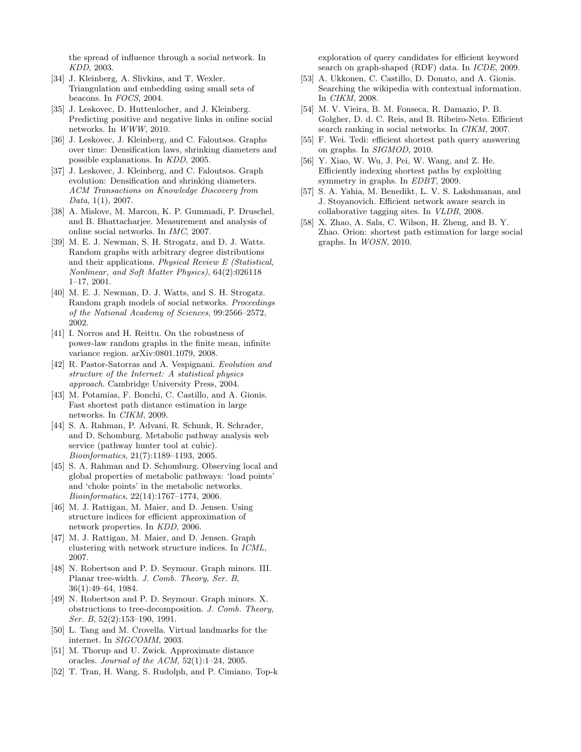the spread of influence through a social network. In *KDD*, 2003.

[34] J. Kleinberg, A. Slivkins, and T. Wexler. Triangulation and embedding using small sets of beacons. In *FOCS*, 2004.

[35] J. Leskovec, D. Huttenlocher, and J. Kleinberg. Predicting positive and negative links in online social networks. In *WWW*, 2010.

[36] J. Leskovec, J. Kleinberg, and C. Faloutsos. Graphs over time: Densification laws, shrinking diameters and possible explanations. In *KDD*, 2005.

[37] J. Leskovec, J. Kleinberg, and C. Faloutsos. Graph evolution: Densification and shrinking diameters. *ACM Transactions on Knowledge Discovery from Data*, 1(1), 2007.

[38] A. Mislove, M. Marcon, K. P. Gummadi, P. Druschel, and B. Bhattacharjee. Measurement and analysis of online social networks. In *IMC*, 2007.

[39] M. E. J. Newman, S. H. Strogatz, and D. J. Watts. Random graphs with arbitrary degree distributions and their applications. *Physical Review E (Statistical, Nonlinear, and Soft Matter Physics)*, 64(2):026118 1–17, 2001.

[40] M. E. J. Newman, D. J. Watts, and S. H. Strogatz. Random graph models of social networks. *Proceedings of the National Academy of Sciences*, 99:2566–2572, 2002.

[41] I. Norros and H. Reittu. On the robustness of power-law random graphs in the finite mean, infinite variance region. arXiv:0801.1079, 2008.

[42] R. Pastor-Satorras and A. Vespignani. *Evolution and structure of the Internet: A statistical physics approach*. Cambridge University Press, 2004.

[43] M. Potamias, F. Bonchi, C. Castillo, and A. Gionis. Fast shortest path distance estimation in large networks. In *CIKM*, 2009.

[44] S. A. Rahman, P. Advani, R. Schunk, R. Schrader, and D. Schomburg. Metabolic pathway analysis web service (pathway hunter tool at cubic). *Bioinformatics*, 21(7):1189–1193, 2005.

[45] S. A. Rahman and D. Schomburg. Observing local and global properties of metabolic pathways: 'load points' and 'choke points' in the metabolic networks. *Bioinformatics*, 22(14):1767–1774, 2006.

[46] M. J. Rattigan, M. Maier, and D. Jensen. Using structure indices for efficient approximation of network properties. In *KDD*, 2006.

[47] M. J. Rattigan, M. Maier, and D. Jensen. Graph clustering with network structure indices. In *ICML*, 2007.

[48] N. Robertson and P. D. Seymour. Graph minors. III. Planar tree-width. *J. Comb. Theory, Ser. B*, 36(1):49–64, 1984.

[49] N. Robertson and P. D. Seymour. Graph minors. X. obstructions to tree-decomposition. *J. Comb. Theory, Ser. B*, 52(2):153–190, 1991.

[50] L. Tang and M. Crovella. Virtual landmarks for the internet. In *SIGCOMM*, 2003.

[51] M. Thorup and U. Zwick. Approximate distance oracles. *Journal of the ACM*, 52(1):1–24, 2005.

[52] T. Tran, H. Wang, S. Rudolph, and P. Cimiano. Top-k exploration of query candidates for efficient keyword search on graph-shaped (RDF) data. In *ICDE*, 2009.

[53] A. Ukkonen, C. Castillo, D. Donato, and A. Gionis. Searching the wikipedia with contextual information. In *CIKM*, 2008.

[54] M. V. Vieira, B. M. Fonseca, R. Damazio, P. B. Golgher, D. d. C. Reis, and B. Ribeiro-Neto. Efficient search ranking in social networks. In *CIKM*, 2007.

[55] F. Wei. Tedi: efficient shortest path query answering on graphs. In *SIGMOD*, 2010.

[56] Y. Xiao, W. Wu, J. Pei, W. Wang, and Z. He. Efficiently indexing shortest paths by exploiting symmetry in graphs. In *EDBT*, 2009.

[57] S. A. Yahia, M. Benedikt, L. V. S. Lakshmanan, and J. Stoyanovich. Efficient network aware search in collaborative tagging sites. In *VLDB*, 2008.

[58] X. Zhao, A. Sala, C. Wilson, H. Zheng, and B. Y. Zhao. Orion: shortest path estimation for large social graphs. In *WOSN*, 2010.